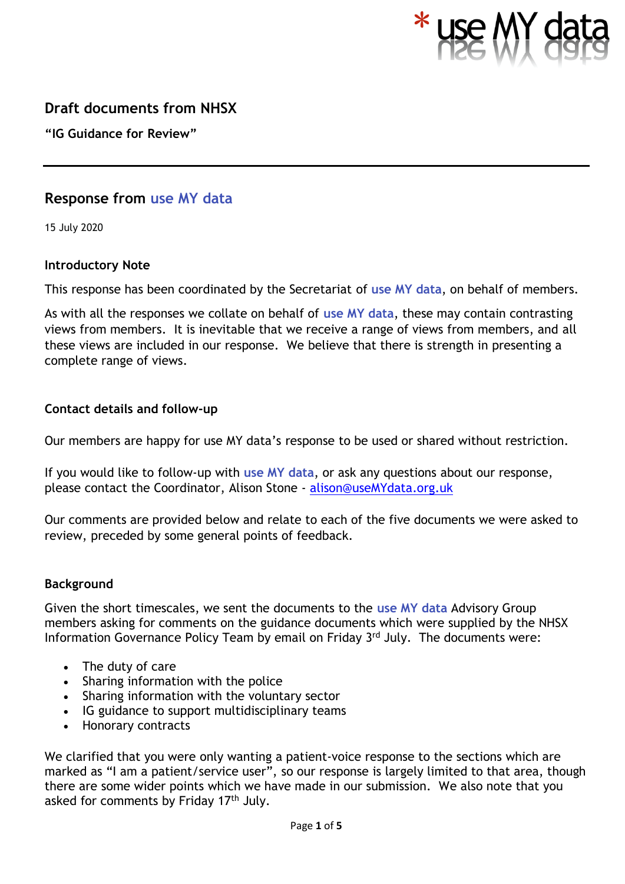# Draft documents from NHSX

**"IG Guidance for Review"**

---

## Response from use MY data

15 July 2020

### Introductory Note

This response has been coordinated by the Secretariat of **use MY data**, on behalf of members.

As with all the responses we collate on behalf of **use MY data**, these may contain contrasting views from members. It is inevitable that we receive a range of views from members, and all these views are included in our response. We believe that there is strength in presenting a complete range of views.

### Contact details and follow-up

Our members are happy for use MY data's response to be used or shared without restriction.

If you would like to follow-up with **use MY data**, or ask any questions about our response, please contact the Coordinator, Alison Stone - alison@useMYdata.org.uk

Our comments are provided below and relate to each of the five documents we were asked to review, preceded by some general points of feedback.

### Background

Given the short timescales, we sent the documents to the **use MY data** Advisory Group members asking for comments on the guidance documents which were supplied by the NHSX Information Governance Policy Team by email on Friday 3rd July. The documents were:

- The duty of care
- Sharing information with the police
- Sharing information with the voluntary sector
- IG guidance to support multidisciplinary teams
- Honorary contracts

We clarified that you were only wanting a patient-voice response to the sections which are marked as "I am a patient/service user", so our response is largely limited to that area, though there are some wider points which we have made in our submission. We also note that you asked for comments by Friday 17th July.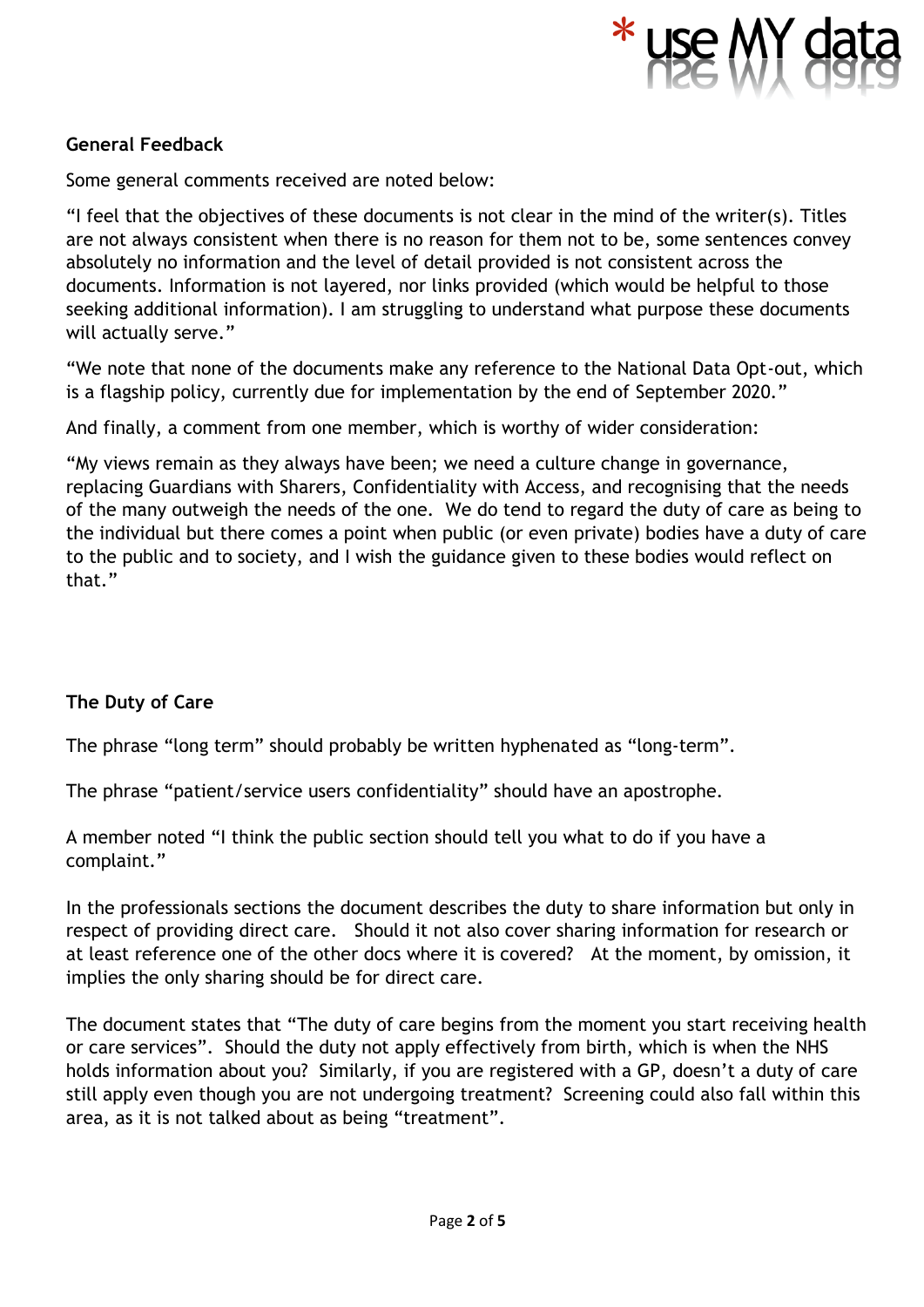## General Feedback

Some general comments received are noted below:

"I feel that the objectives of these documents is not clear in the mind of the writer(s). Titles are not always consistent when there is no reason for them not to be, some sentences convey absolutely no information and the level of detail provided is not consistent across the documents. Information is not layered, nor links provided (which would be helpful to those seeking additional information). I am struggling to understand what purpose these documents will actually serve."

"We note that none of the documents make any reference to the National Data Opt-out, which is a flagship policy, currently due for implementation by the end of September 2020."

And finally, a comment from one member, which is worthy of wider consideration:

"My views remain as they always have been; we need a culture change in governance, replacing Guardians with Sharers, Confidentiality with Access, and recognising that the needs of the many outweigh the needs of the one. We do tend to regard the duty of care as being to the individual but there comes a point when public (or even private) bodies have a duty of care to the public and to society, and I wish the guidance given to these bodies would reflect on that."

## The Duty of Care

The phrase "long term" should probably be written hyphenated as "long-term".

The phrase "patient/service users confidentiality" should have an apostrophe.

A member noted "I think the public section should tell you what to do if you have a complaint."

In the professionals sections the document describes the duty to share information but only in respect of providing direct care. Should it not also cover sharing information for research or at least reference one of the other docs where it is covered? At the moment, by omission, it implies the only sharing should be for direct care.

The document states that "The duty of care begins from the moment you start receiving health or care services". Should the duty not apply effectively from birth, which is when the NHS holds information about you? Similarly, if you are registered with a GP, doesn't a duty of care still apply even though you are not undergoing treatment? Screening could also fall within this area, as it is not talked about as being "treatment".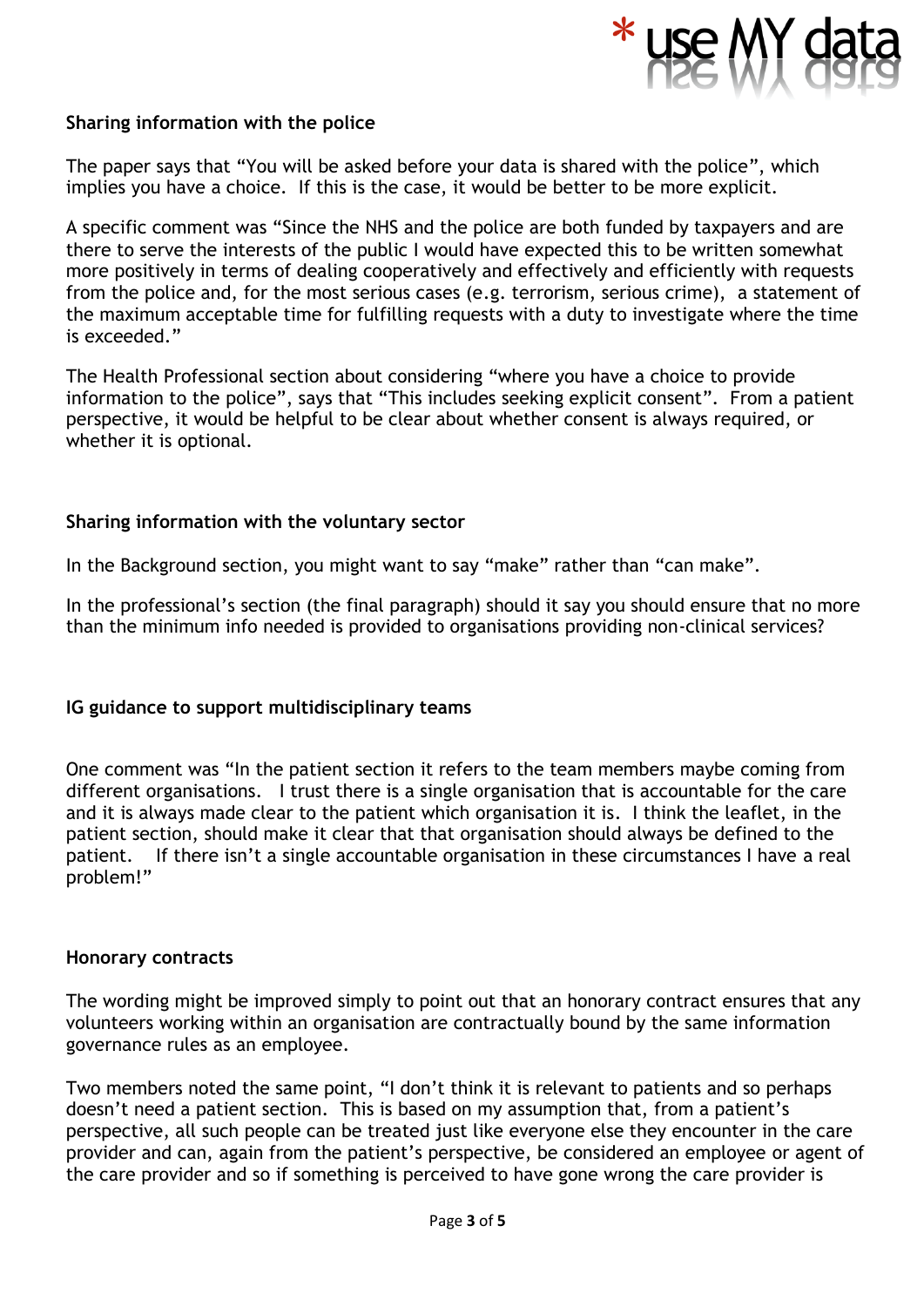### Sharing information with the police

The paper says that "You will be asked before your data is shared with the police", which implies you have a choice. If this is the case, it would be better to be more explicit.

A specific comment was "Since the NHS and the police are both funded by taxpayers and are there to serve the interests of the public I would have expected this to be written somewhat more positively in terms of dealing cooperatively and effectively and efficiently with requests from the police and, for the most serious cases (e.g. terrorism, serious crime), a statement of the maximum acceptable time for fulfilling requests with a duty to investigate where the time is exceeded."

The Health Professional section about considering "where you have a choice to provide information to the police", says that "This includes seeking explicit consent". From a patient perspective, it would be helpful to be clear about whether consent is always required, or whether it is optional.

### Sharing information with the voluntary sector

In the Background section, you might want to say "make" rather than "can make".

In the professional's section (the final paragraph) should it say you should ensure that no more than the minimum info needed is provided to organisations providing non-clinical services?

### IG guidance to support multidisciplinary teams

One comment was "In the patient section it refers to the team members maybe coming from different organisations. I trust there is a single organisation that is accountable for the care and it is always made clear to the patient which organisation it is. I think the leaflet, in the patient section, should make it clear that that organisation should always be defined to the patient. If there isn't a single accountable organisation in these circumstances I have a real problem!"

### Honorary contracts

The wording might be improved simply to point out that an honorary contract ensures that any volunteers working within an organisation are contractually bound by the same information governance rules as an employee.

Two members noted the same point, "I don't think it is relevant to patients and so perhaps doesn't need a patient section. This is based on my assumption that, from a patient's perspective, all such people can be treated just like everyone else they encounter in the care provider and can, again from the patient's perspective, be considered an employee or agent of the care provider and so if something is perceived to have gone wrong the care provider is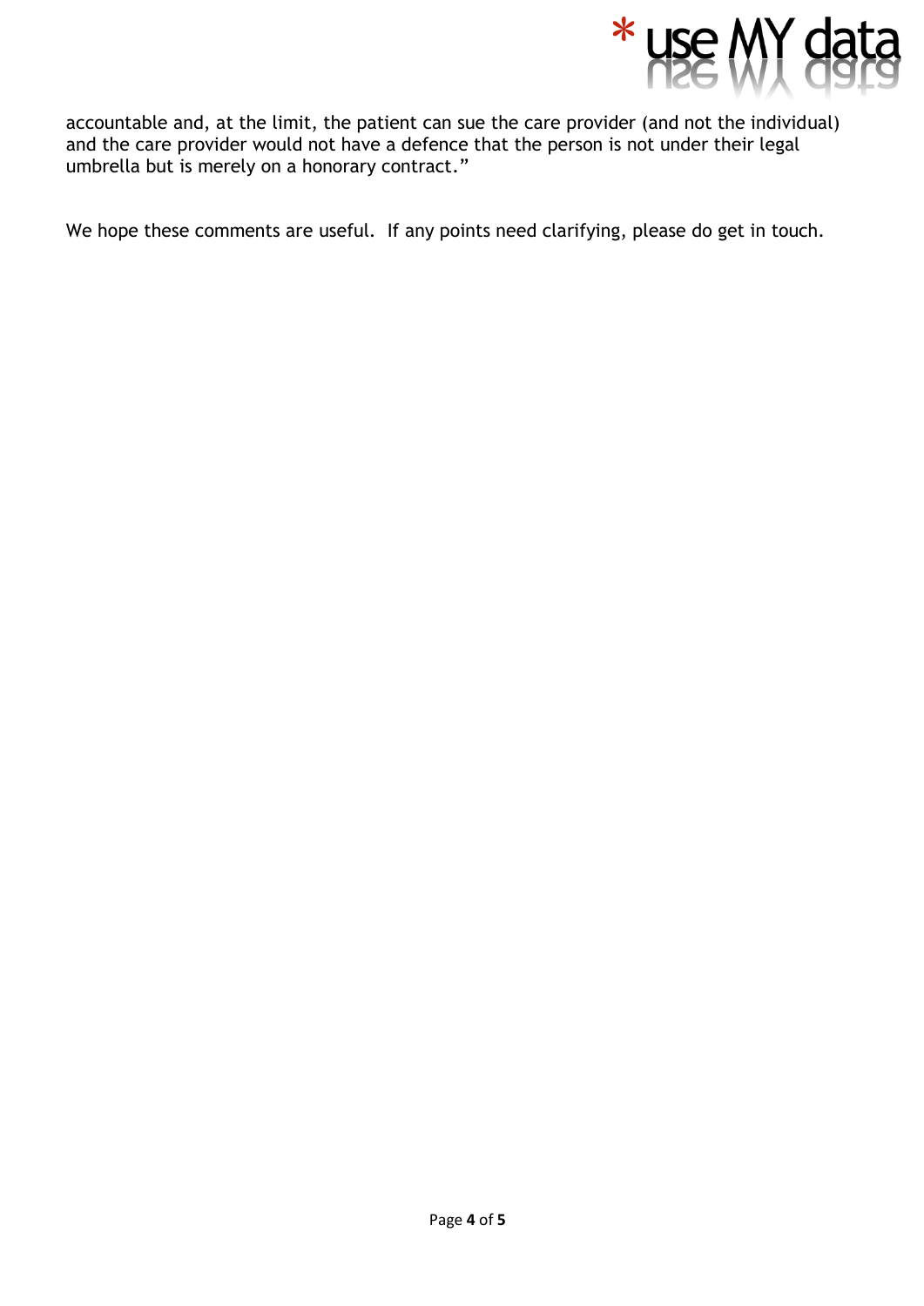accountable and, at the limit, the patient can sue the care provider (and not the individual) and the care provider would not have a defence that the person is not under their legal umbrella but is merely on a honorary contract."

We hope these comments are useful. If any points need clarifying, please do get in touch.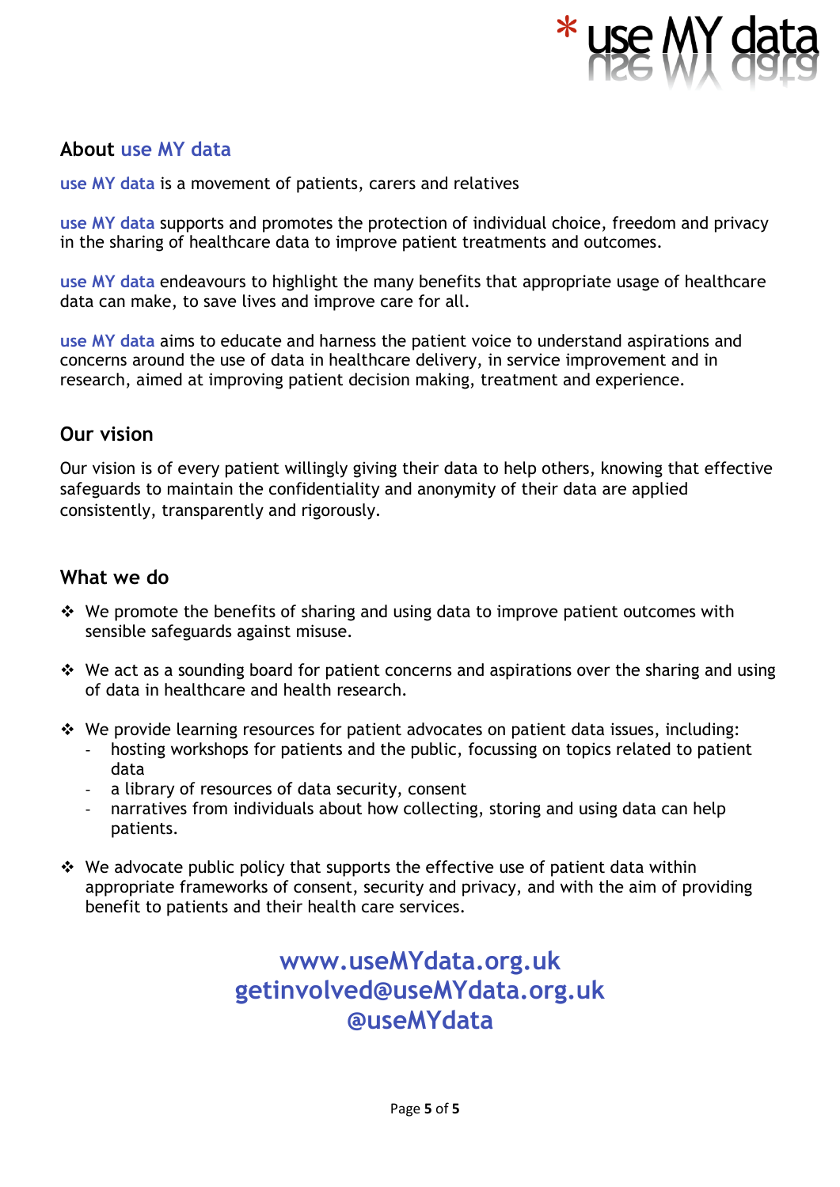## About use MY data

use MY data is a movement of patients, carers and relatives

use MY data supports and promotes the protection of individual choice, freedom and privacy in the sharing of healthcare data to improve patient treatments and outcomes.

use MY data endeavours to highlight the many benefits that appropriate usage of healthcare data can make, to save lives and improve care for all.

use MY data aims to educate and harness the patient voice to understand aspirations and concerns around the use of data in healthcare delivery, in service improvement and in research, aimed at improving patient decision making, treatment and experience.

## Our vision

Our vision is of every patient willingly giving their data to help others, knowing that effective safeguards to maintain the confidentiality and anonymity of their data are applied consistently, transparently and rigorously.

## What we do

- We promote the benefits of sharing and using data to improve patient outcomes with sensible safeguards against misuse.
- We act as a sounding board for patient concerns and aspirations over the sharing and using of data in healthcare and health research.
- We provide learning resources for patient advocates on patient data issues, including:
  - hosting workshops for patients and the public, focussing on topics related to patient data
  - a library of resources of data security, consent
  - narratives from individuals about how collecting, storing and using data can help patients.
- We advocate public policy that supports the effective use of patient data within appropriate frameworks of consent, security and privacy, and with the aim of providing benefit to patients and their health care services.

**www.useMYdata.org.uk**
**getinvolved@useMYdata.org.uk**
**@useMYdata**